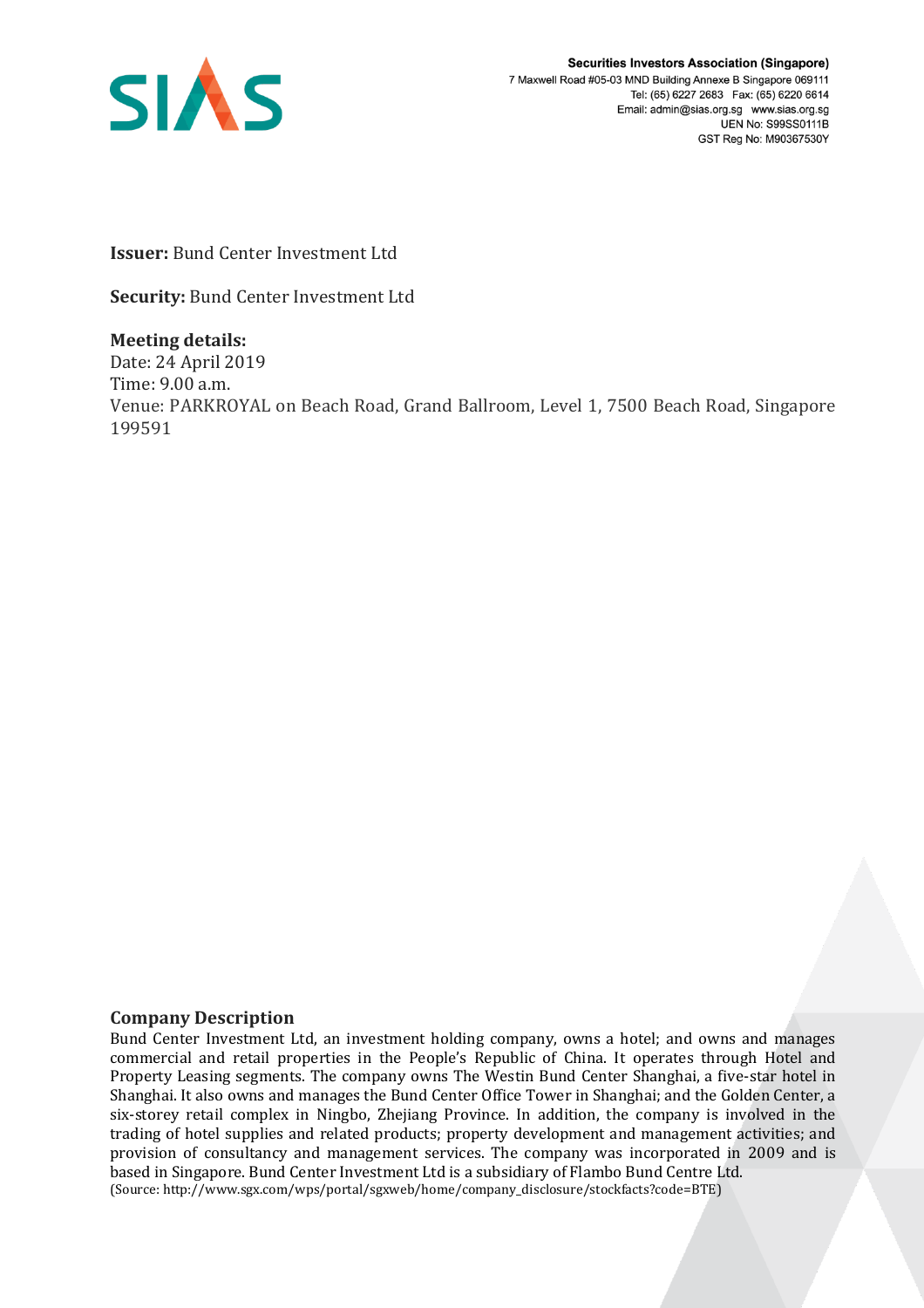Securities Investors Association (Singapore)
7 Maxwell Road #05-03 MND Building Annexe B Singapore 069111
Tel: (65) 6227 2683 Fax: (65) 6220 6614
Email: admin@sias.org.sg www.sias.org.sg
UEN No: S99SS0111B
GST Reg No: M90367530Y

**Issuer:** Bund Center Investment Ltd

**Security:** Bund Center Investment Ltd

**Meeting details:**
Date: 24 April 2019
Time: 9.00 a.m.
Venue: PARKROYAL on Beach Road, Grand Ballroom, Level 1, 7500 Beach Road, Singapore 199591

## Company Description

Bund Center Investment Ltd, an investment holding company, owns a hotel; and owns and manages commercial and retail properties in the People's Republic of China. It operates through Hotel and Property Leasing segments. The company owns The Westin Bund Center Shanghai, a five-star hotel in Shanghai. It also owns and manages the Bund Center Office Tower in Shanghai; and the Golden Center, a six-storey retail complex in Ningbo, Zhejiang Province. In addition, the company is involved in the trading of hotel supplies and related products; property development and management activities; and provision of consultancy and management services. The company was incorporated in 2009 and is based in Singapore. Bund Center Investment Ltd is a subsidiary of Flambo Bund Centre Ltd.
(Source: http://www.sgx.com/wps/portal/sgxweb/home/company_disclosure/stockfacts?code=BTE)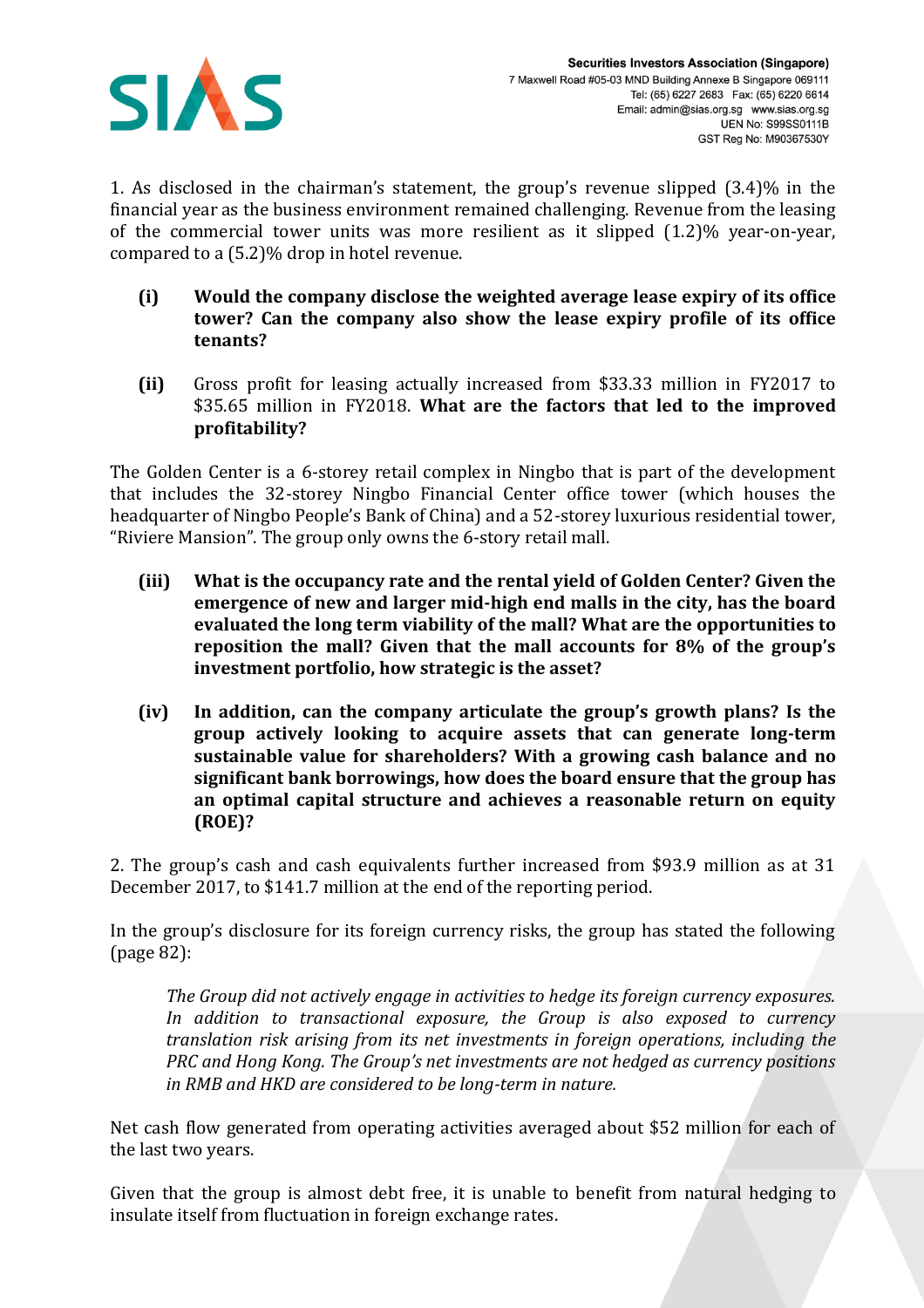1. As disclosed in the chairman's statement, the group's revenue slipped (3.4)% in the financial year as the business environment remained challenging. Revenue from the leasing of the commercial tower units was more resilient as it slipped (1.2)% year-on-year, compared to a (5.2)% drop in hotel revenue.

- **(i)** **Would the company disclose the weighted average lease expiry of its office tower? Can the company also show the lease expiry profile of its office tenants?**

- **(ii)** Gross profit for leasing actually increased from $33.33 million in FY2017 to $35.65 million in FY2018. **What are the factors that led to the improved profitability?**

The Golden Center is a 6-storey retail complex in Ningbo that is part of the development that includes the 32-storey Ningbo Financial Center office tower (which houses the headquarter of Ningbo People's Bank of China) and a 52-storey luxurious residential tower, "Riviere Mansion". The group only owns the 6-story retail mall.

- **(iii)** **What is the occupancy rate and the rental yield of Golden Center? Given the emergence of new and larger mid-high end malls in the city, has the board evaluated the long term viability of the mall? What are the opportunities to reposition the mall? Given that the mall accounts for 8% of the group's investment portfolio, how strategic is the asset?**

- **(iv)** **In addition, can the company articulate the group's growth plans? Is the group actively looking to acquire assets that can generate long-term sustainable value for shareholders? With a growing cash balance and no significant bank borrowings, how does the board ensure that the group has an optimal capital structure and achieves a reasonable return on equity (ROE)?**

2. The group's cash and cash equivalents further increased from $93.9 million as at 31 December 2017, to $141.7 million at the end of the reporting period.

In the group's disclosure for its foreign currency risks, the group has stated the following (page 82):

> *The Group did not actively engage in activities to hedge its foreign currency exposures. In addition to transactional exposure, the Group is also exposed to currency translation risk arising from its net investments in foreign operations, including the PRC and Hong Kong. The Group's net investments are not hedged as currency positions in RMB and HKD are considered to be long-term in nature.*

Net cash flow generated from operating activities averaged about $52 million for each of the last two years.

Given that the group is almost debt free, it is unable to benefit from natural hedging to insulate itself from fluctuation in foreign exchange rates.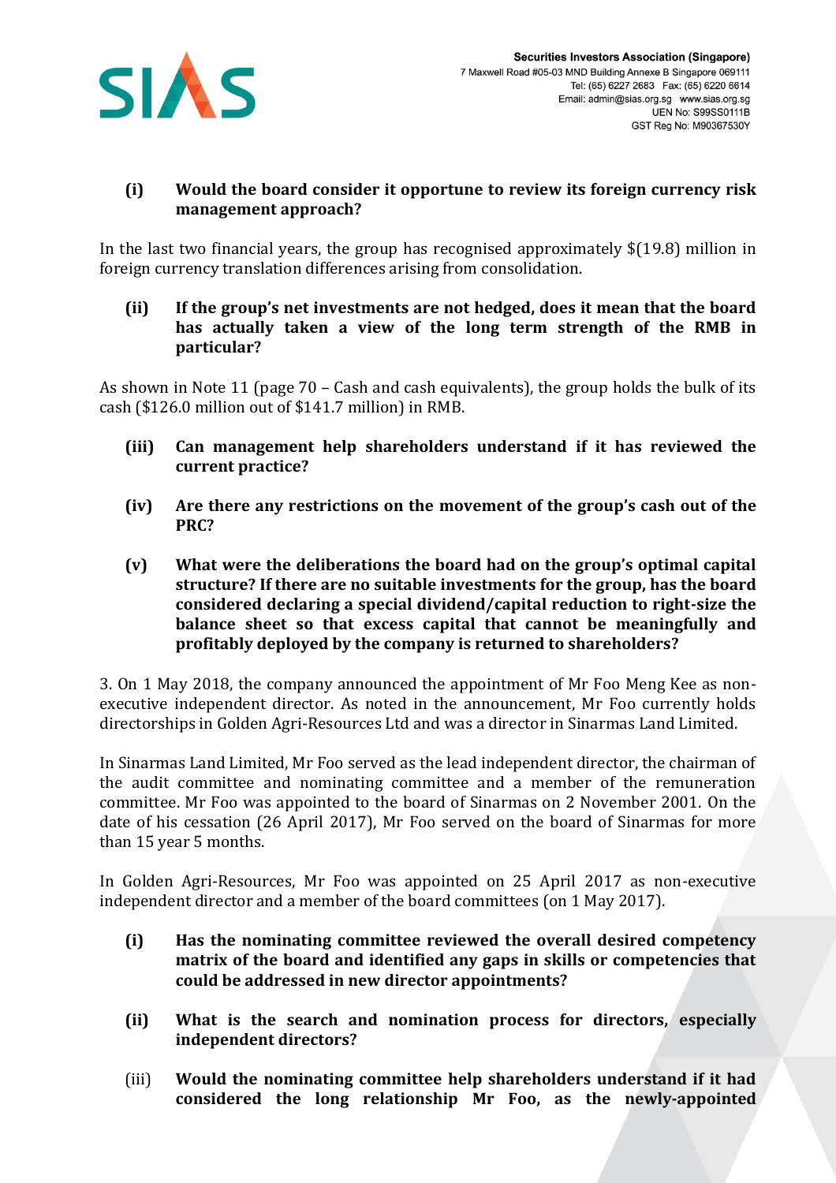**(i) Would the board consider it opportune to review its foreign currency risk management approach?**

In the last two financial years, the group has recognised approximately $(19.8) million in foreign currency translation differences arising from consolidation.

**(ii) If the group's net investments are not hedged, does it mean that the board has actually taken a view of the long term strength of the RMB in particular?**

As shown in Note 11 (page 70 – Cash and cash equivalents), the group holds the bulk of its cash ($126.0 million out of $141.7 million) in RMB.

**(iii) Can management help shareholders understand if it has reviewed the current practice?**

**(iv) Are there any restrictions on the movement of the group's cash out of the PRC?**

**(v) What were the deliberations the board had on the group's optimal capital structure? If there are no suitable investments for the group, has the board considered declaring a special dividend/capital reduction to right-size the balance sheet so that excess capital that cannot be meaningfully and profitably deployed by the company is returned to shareholders?**

3. On 1 May 2018, the company announced the appointment of Mr Foo Meng Kee as non-executive independent director. As noted in the announcement, Mr Foo currently holds directorships in Golden Agri-Resources Ltd and was a director in Sinarmas Land Limited.

In Sinarmas Land Limited, Mr Foo served as the lead independent director, the chairman of the audit committee and nominating committee and a member of the remuneration committee. Mr Foo was appointed to the board of Sinarmas on 2 November 2001. On the date of his cessation (26 April 2017), Mr Foo served on the board of Sinarmas for more than 15 year 5 months.

In Golden Agri-Resources, Mr Foo was appointed on 25 April 2017 as non-executive independent director and a member of the board committees (on 1 May 2017).

**(i) Has the nominating committee reviewed the overall desired competency matrix of the board and identified any gaps in skills or competencies that could be addressed in new director appointments?**

**(ii) What is the search and nomination process for directors, especially independent directors?**

(iii) **Would the nominating committee help shareholders understand if it had considered the long relationship Mr Foo, as the newly-appointed**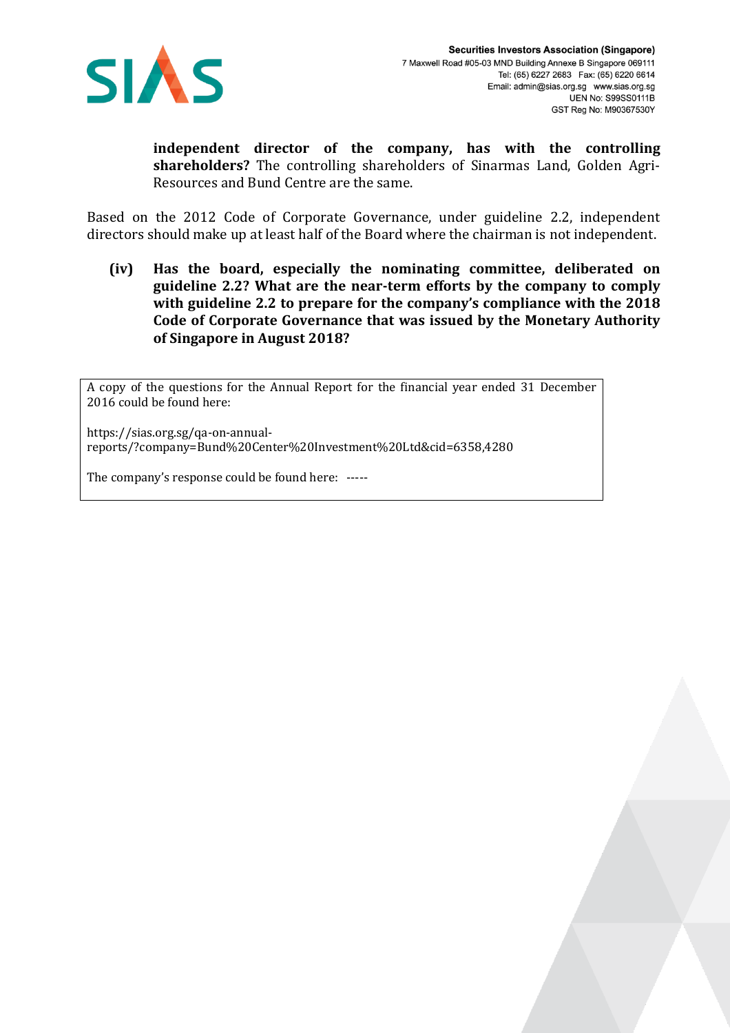**independent director of the company, has with the controlling shareholders?** The controlling shareholders of Sinarmas Land, Golden Agri-Resources and Bund Centre are the same.

Based on the 2012 Code of Corporate Governance, under guideline 2.2, independent directors should make up at least half of the Board where the chairman is not independent.

**(iv) Has the board, especially the nominating committee, deliberated on guideline 2.2? What are the near-term efforts by the company to comply with guideline 2.2 to prepare for the company's compliance with the 2018 Code of Corporate Governance that was issued by the Monetary Authority of Singapore in August 2018?**

A copy of the questions for the Annual Report for the financial year ended 31 December 2016 could be found here:

https://sias.org.sg/qa-on-annual-reports/?company=Bund%20Center%20Investment%20Ltd&cid=6358,4280

The company's response could be found here: -----